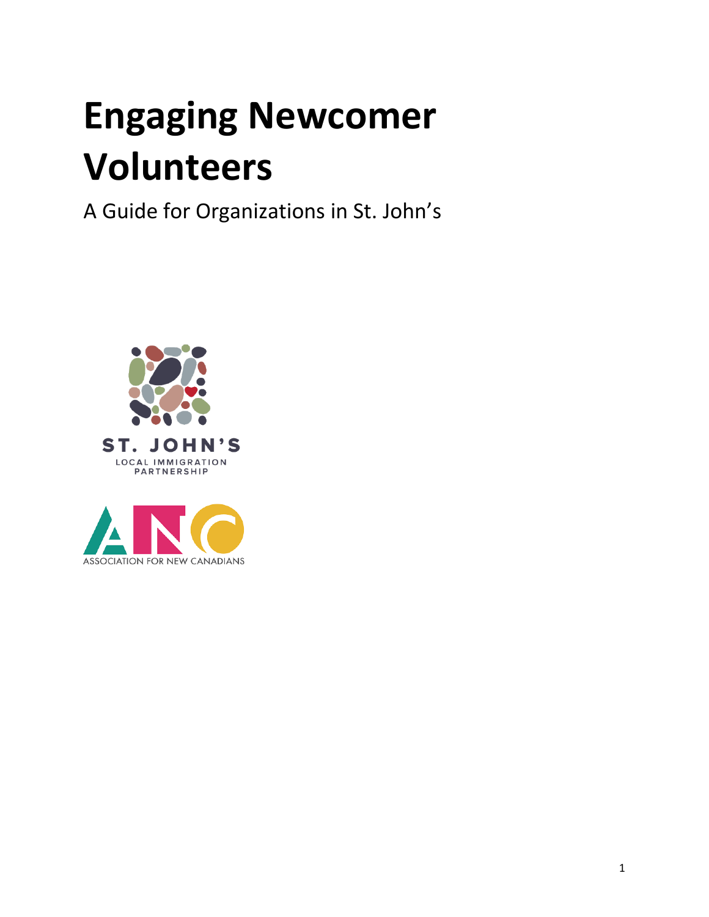# Engaging Newcomer Volunteers

A Guide for Organizations in St. John's

ST. JOHN'S
LOCAL IMMIGRATION
PARTNERSHIP

ASSOCIATION FOR NEW CANADIANS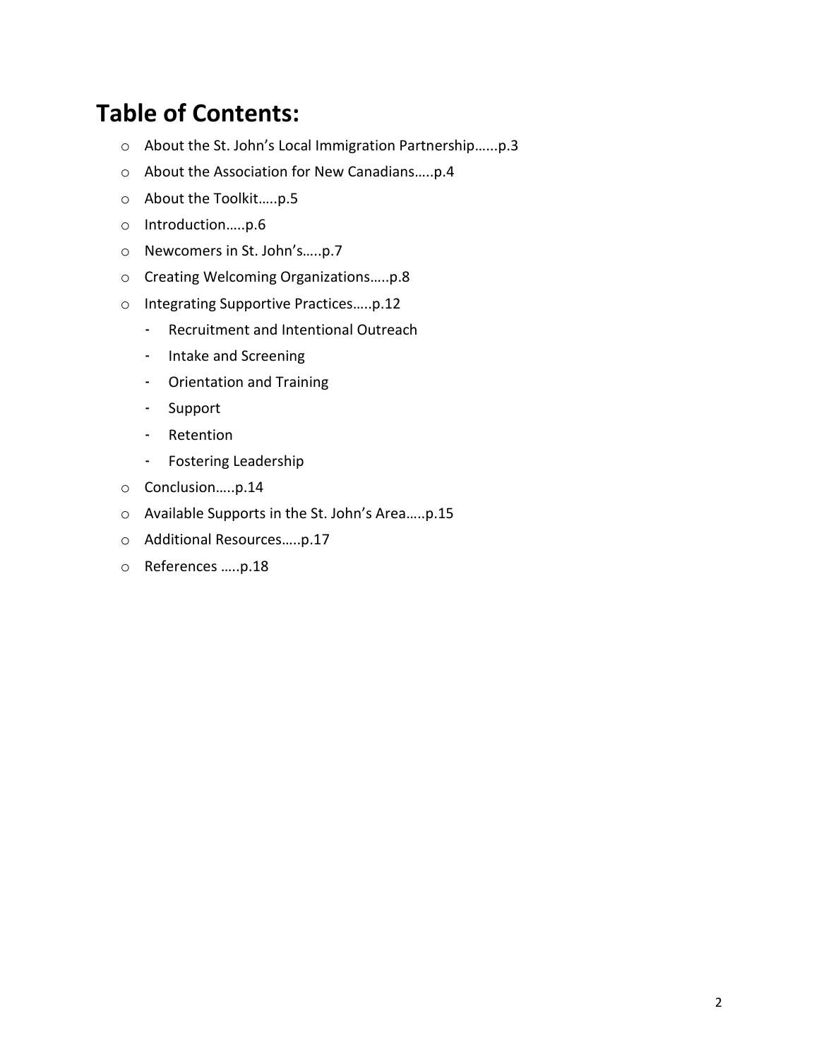# Table of Contents:

- About the St. John's Local Immigration Partnership......p.3
- About the Association for New Canadians…..p.4
- About the Toolkit…..p.5
- Introduction…..p.6
- Newcomers in St. John's…..p.7
- Creating Welcoming Organizations…..p.8
- Integrating Supportive Practices…..p.12
  - Recruitment and Intentional Outreach
  - Intake and Screening
  - Orientation and Training
  - Support
  - Retention
  - Fostering Leadership
- Conclusion…..p.14
- Available Supports in the St. John's Area…..p.15
- Additional Resources…..p.17
- References …..p.18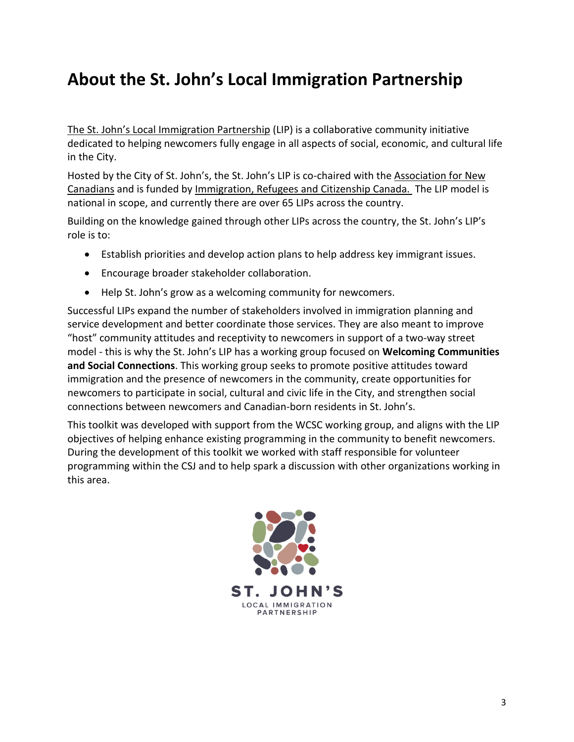# About the St. John's Local Immigration Partnership

The St. John's Local Immigration Partnership (LIP) is a collaborative community initiative dedicated to helping newcomers fully engage in all aspects of social, economic, and cultural life in the City.

Hosted by the City of St. John's, the St. John's LIP is co-chaired with the Association for New Canadians and is funded by Immigration, Refugees and Citizenship Canada. The LIP model is national in scope, and currently there are over 65 LIPs across the country.

Building on the knowledge gained through other LIPs across the country, the St. John's LIP's role is to:

- Establish priorities and develop action plans to help address key immigrant issues.
- Encourage broader stakeholder collaboration.
- Help St. John's grow as a welcoming community for newcomers.

Successful LIPs expand the number of stakeholders involved in immigration planning and service development and better coordinate those services. They are also meant to improve "host" community attitudes and receptivity to newcomers in support of a two-way street model - this is why the St. John's LIP has a working group focused on **Welcoming Communities and Social Connections**. This working group seeks to promote positive attitudes toward immigration and the presence of newcomers in the community, create opportunities for newcomers to participate in social, cultural and civic life in the City, and strengthen social connections between newcomers and Canadian-born residents in St. John's.

This toolkit was developed with support from the WCSC working group, and aligns with the LIP objectives of helping enhance existing programming in the community to benefit newcomers. During the development of this toolkit we worked with staff responsible for volunteer programming within the CSJ and to help spark a discussion with other organizations working in this area.

ST. JOHN'S
LOCAL IMMIGRATION PARTNERSHIP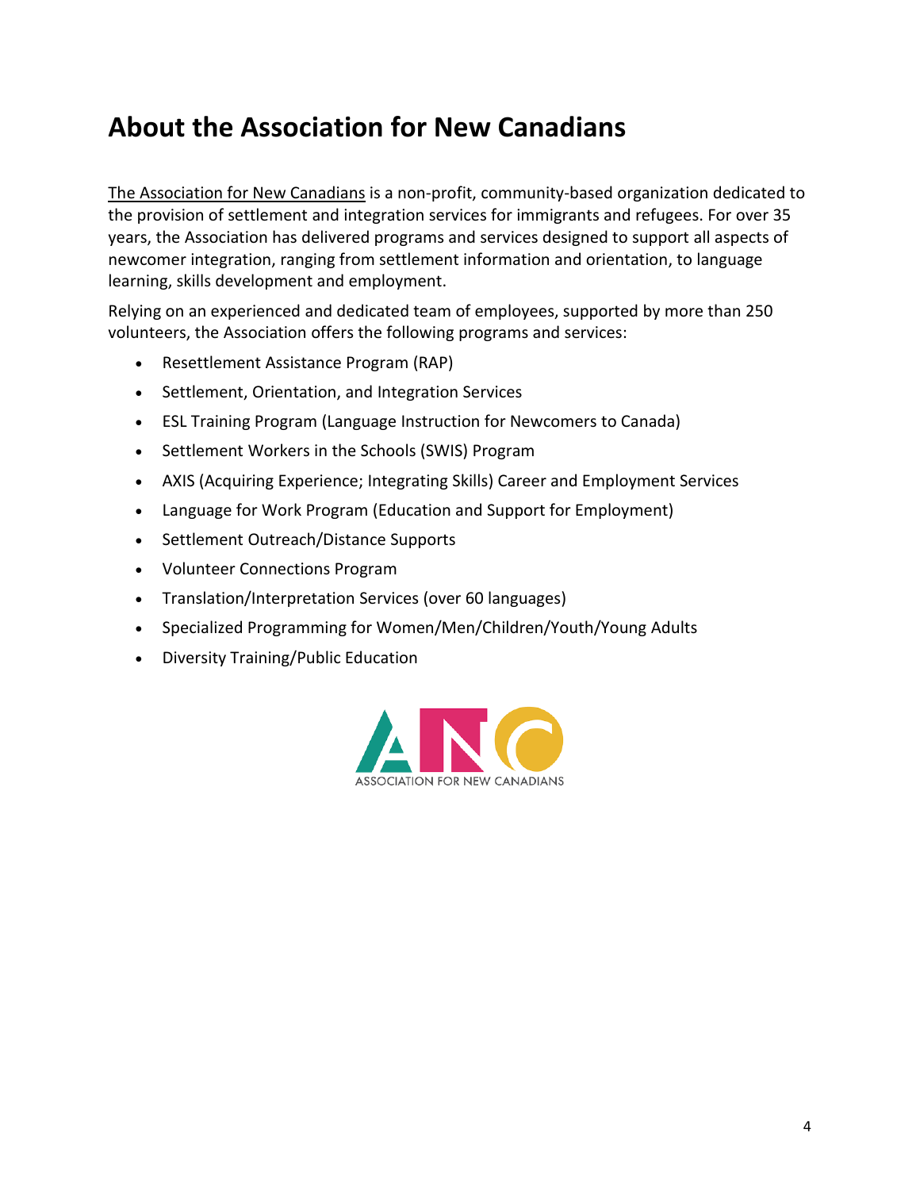# About the Association for New Canadians

The Association for New Canadians is a non-profit, community-based organization dedicated to the provision of settlement and integration services for immigrants and refugees. For over 35 years, the Association has delivered programs and services designed to support all aspects of newcomer integration, ranging from settlement information and orientation, to language learning, skills development and employment.

Relying on an experienced and dedicated team of employees, supported by more than 250 volunteers, the Association offers the following programs and services:

- Resettlement Assistance Program (RAP)
- Settlement, Orientation, and Integration Services
- ESL Training Program (Language Instruction for Newcomers to Canada)
- Settlement Workers in the Schools (SWIS) Program
- AXIS (Acquiring Experience; Integrating Skills) Career and Employment Services
- Language for Work Program (Education and Support for Employment)
- Settlement Outreach/Distance Supports
- Volunteer Connections Program
- Translation/Interpretation Services (over 60 languages)
- Specialized Programming for Women/Men/Children/Youth/Young Adults
- Diversity Training/Public Education

ASSOCIATION FOR NEW CANADIANS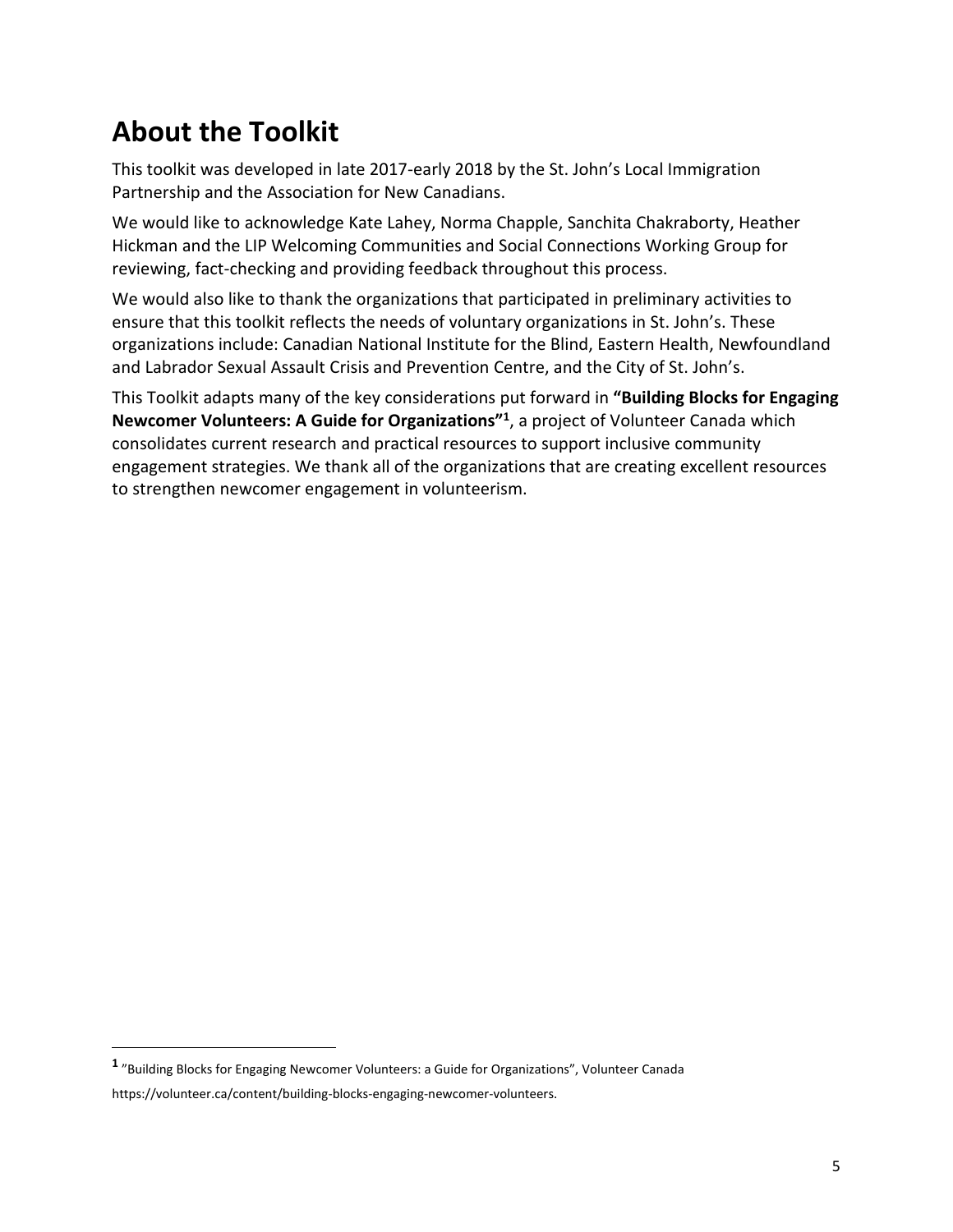# About the Toolkit

This toolkit was developed in late 2017-early 2018 by the St. John's Local Immigration Partnership and the Association for New Canadians.

We would like to acknowledge Kate Lahey, Norma Chapple, Sanchita Chakraborty, Heather Hickman and the LIP Welcoming Communities and Social Connections Working Group for reviewing, fact-checking and providing feedback throughout this process.

We would also like to thank the organizations that participated in preliminary activities to ensure that this toolkit reflects the needs of voluntary organizations in St. John's. These organizations include: Canadian National Institute for the Blind, Eastern Health, Newfoundland and Labrador Sexual Assault Crisis and Prevention Centre, and the City of St. John's.

This Toolkit adapts many of the key considerations put forward in **"Building Blocks for Engaging Newcomer Volunteers: A Guide for Organizations"[1]**, a project of Volunteer Canada which consolidates current research and practical resources to support inclusive community engagement strategies. We thank all of the organizations that are creating excellent resources to strengthen newcomer engagement in volunteerism.

---

[1] "Building Blocks for Engaging Newcomer Volunteers: a Guide for Organizations", Volunteer Canada https://volunteer.ca/content/building-blocks-engaging-newcomer-volunteers.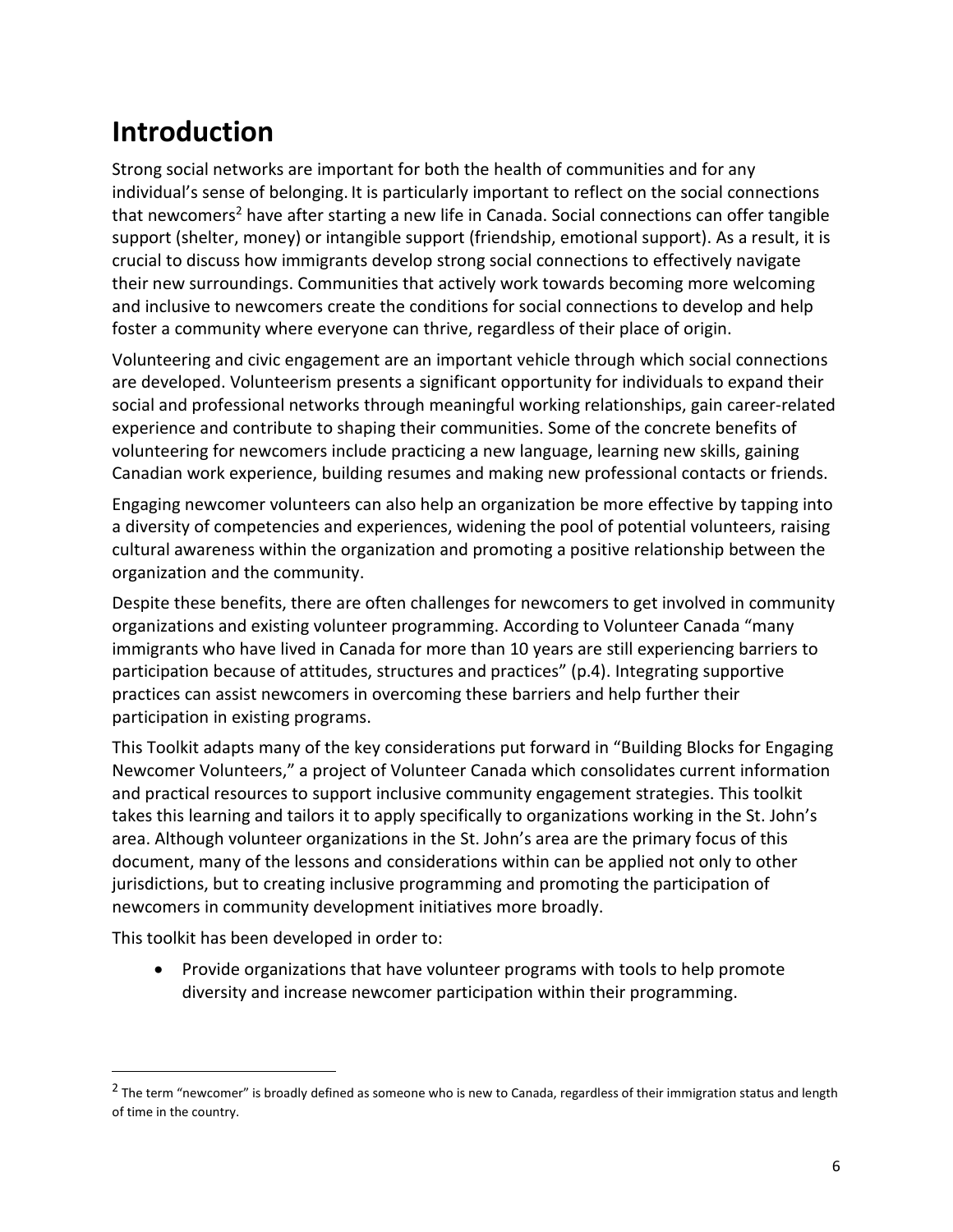# Introduction

Strong social networks are important for both the health of communities and for any individual's sense of belonging. It is particularly important to reflect on the social connections that newcomers[2] have after starting a new life in Canada. Social connections can offer tangible support (shelter, money) or intangible support (friendship, emotional support). As a result, it is crucial to discuss how immigrants develop strong social connections to effectively navigate their new surroundings. Communities that actively work towards becoming more welcoming and inclusive to newcomers create the conditions for social connections to develop and help foster a community where everyone can thrive, regardless of their place of origin.

Volunteering and civic engagement are an important vehicle through which social connections are developed. Volunteerism presents a significant opportunity for individuals to expand their social and professional networks through meaningful working relationships, gain career-related experience and contribute to shaping their communities. Some of the concrete benefits of volunteering for newcomers include practicing a new language, learning new skills, gaining Canadian work experience, building resumes and making new professional contacts or friends.

Engaging newcomer volunteers can also help an organization be more effective by tapping into a diversity of competencies and experiences, widening the pool of potential volunteers, raising cultural awareness within the organization and promoting a positive relationship between the organization and the community.

Despite these benefits, there are often challenges for newcomers to get involved in community organizations and existing volunteer programming. According to Volunteer Canada "many immigrants who have lived in Canada for more than 10 years are still experiencing barriers to participation because of attitudes, structures and practices" (p.4). Integrating supportive practices can assist newcomers in overcoming these barriers and help further their participation in existing programs.

This Toolkit adapts many of the key considerations put forward in "Building Blocks for Engaging Newcomer Volunteers," a project of Volunteer Canada which consolidates current information and practical resources to support inclusive community engagement strategies. This toolkit takes this learning and tailors it to apply specifically to organizations working in the St. John's area. Although volunteer organizations in the St. John's area are the primary focus of this document, many of the lessons and considerations within can be applied not only to other jurisdictions, but to creating inclusive programming and promoting the participation of newcomers in community development initiatives more broadly.

This toolkit has been developed in order to:

- Provide organizations that have volunteer programs with tools to help promote diversity and increase newcomer participation within their programming.

[2] The term "newcomer" is broadly defined as someone who is new to Canada, regardless of their immigration status and length of time in the country.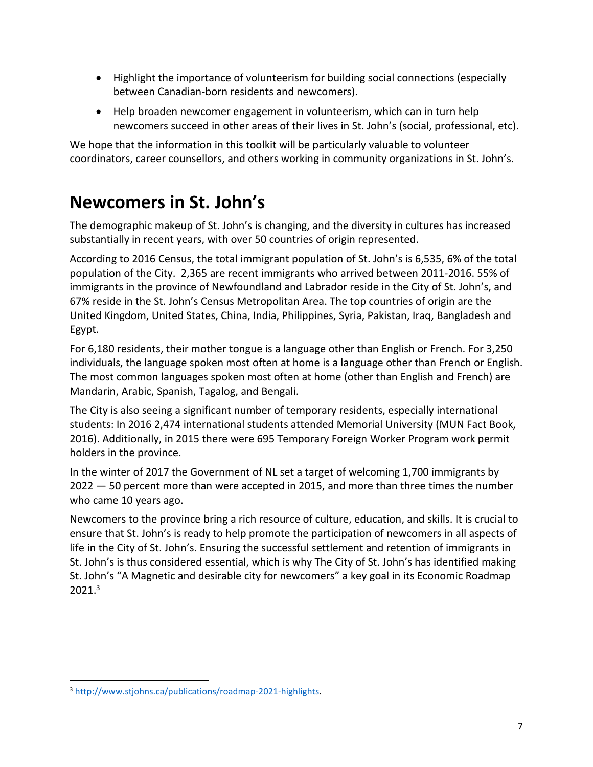- Highlight the importance of volunteerism for building social connections (especially between Canadian-born residents and newcomers).
- Help broaden newcomer engagement in volunteerism, which can in turn help newcomers succeed in other areas of their lives in St. John's (social, professional, etc).

We hope that the information in this toolkit will be particularly valuable to volunteer coordinators, career counsellors, and others working in community organizations in St. John's.

# Newcomers in St. John's

The demographic makeup of St. John's is changing, and the diversity in cultures has increased substantially in recent years, with over 50 countries of origin represented.

According to 2016 Census, the total immigrant population of St. John's is 6,535, 6% of the total population of the City. 2,365 are recent immigrants who arrived between 2011-2016. 55% of immigrants in the province of Newfoundland and Labrador reside in the City of St. John's, and 67% reside in the St. John's Census Metropolitan Area. The top countries of origin are the United Kingdom, United States, China, India, Philippines, Syria, Pakistan, Iraq, Bangladesh and Egypt.

For 6,180 residents, their mother tongue is a language other than English or French. For 3,250 individuals, the language spoken most often at home is a language other than French or English. The most common languages spoken most often at home (other than English and French) are Mandarin, Arabic, Spanish, Tagalog, and Bengali.

The City is also seeing a significant number of temporary residents, especially international students: In 2016 2,474 international students attended Memorial University (MUN Fact Book, 2016). Additionally, in 2015 there were 695 Temporary Foreign Worker Program work permit holders in the province.

In the winter of 2017 the Government of NL set a target of welcoming 1,700 immigrants by 2022 — 50 percent more than were accepted in 2015, and more than three times the number who came 10 years ago.

Newcomers to the province bring a rich resource of culture, education, and skills. It is crucial to ensure that St. John's is ready to help promote the participation of newcomers in all aspects of life in the City of St. John's. Ensuring the successful settlement and retention of immigrants in St. John's is thus considered essential, which is why The City of St. John's has identified making St. John's "A Magnetic and desirable city for newcomers" a key goal in its Economic Roadmap 2021.[3]

[3] http://www.stjohns.ca/publications/roadmap-2021-highlights.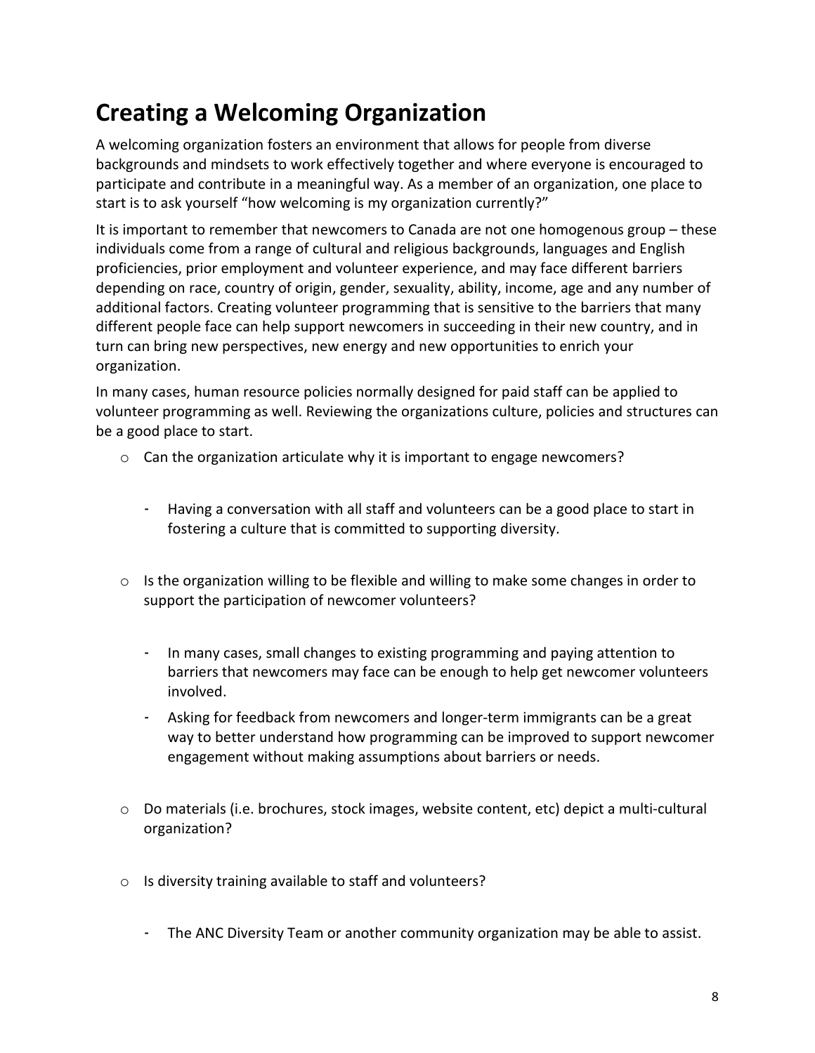# Creating a Welcoming Organization

A welcoming organization fosters an environment that allows for people from diverse backgrounds and mindsets to work effectively together and where everyone is encouraged to participate and contribute in a meaningful way. As a member of an organization, one place to start is to ask yourself "how welcoming is my organization currently?"

It is important to remember that newcomers to Canada are not one homogenous group – these individuals come from a range of cultural and religious backgrounds, languages and English proficiencies, prior employment and volunteer experience, and may face different barriers depending on race, country of origin, gender, sexuality, ability, income, age and any number of additional factors. Creating volunteer programming that is sensitive to the barriers that many different people face can help support newcomers in succeeding in their new country, and in turn can bring new perspectives, new energy and new opportunities to enrich your organization.

In many cases, human resource policies normally designed for paid staff can be applied to volunteer programming as well. Reviewing the organizations culture, policies and structures can be a good place to start.

- Can the organization articulate why it is important to engage newcomers?
  - Having a conversation with all staff and volunteers can be a good place to start in fostering a culture that is committed to supporting diversity.
- Is the organization willing to be flexible and willing to make some changes in order to support the participation of newcomer volunteers?
  - In many cases, small changes to existing programming and paying attention to barriers that newcomers may face can be enough to help get newcomer volunteers involved.
  - Asking for feedback from newcomers and longer-term immigrants can be a great way to better understand how programming can be improved to support newcomer engagement without making assumptions about barriers or needs.
- Do materials (i.e. brochures, stock images, website content, etc) depict a multi-cultural organization?
- Is diversity training available to staff and volunteers?
  - The ANC Diversity Team or another community organization may be able to assist.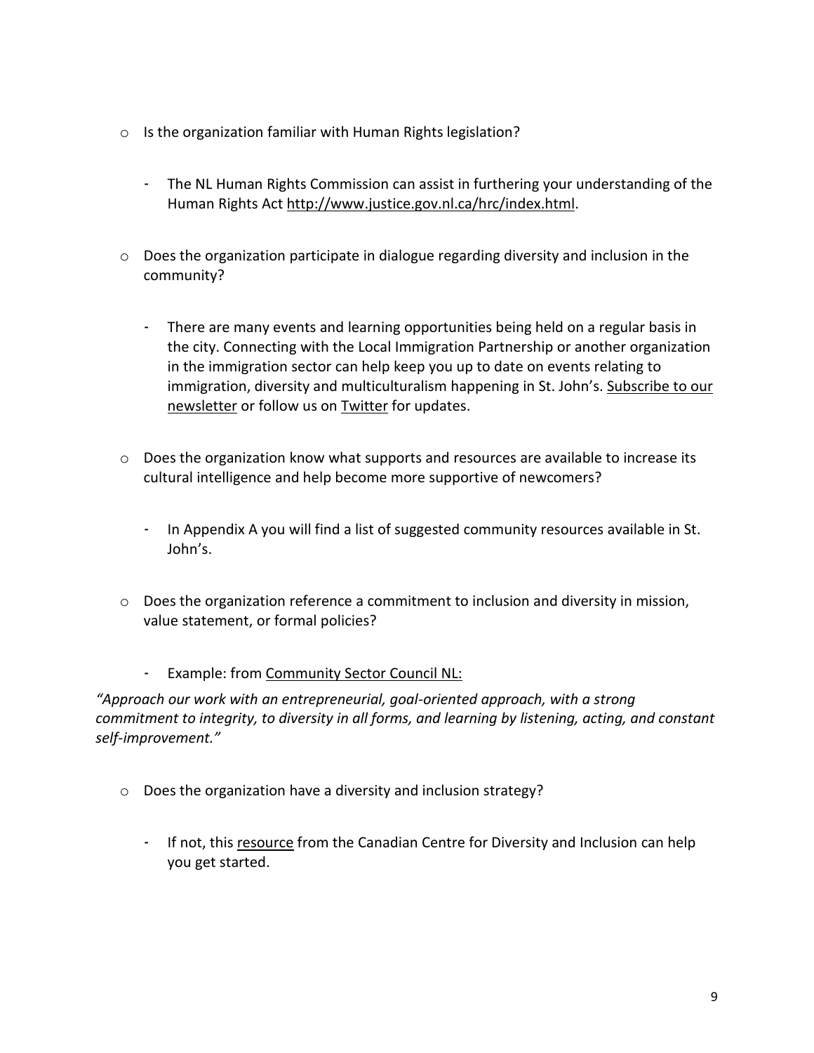- Is the organization familiar with Human Rights legislation?

    - The NL Human Rights Commission can assist in furthering your understanding of the Human Rights Act http://www.justice.gov.nl.ca/hrc/index.html.

- Does the organization participate in dialogue regarding diversity and inclusion in the community?

    - There are many events and learning opportunities being held on a regular basis in the city. Connecting with the Local Immigration Partnership or another organization in the immigration sector can help keep you up to date on events relating to immigration, diversity and multiculturalism happening in St. John's. Subscribe to our newsletter or follow us on Twitter for updates.

- Does the organization know what supports and resources are available to increase its cultural intelligence and help become more supportive of newcomers?

    - In Appendix A you will find a list of suggested community resources available in St. John's.

- Does the organization reference a commitment to inclusion and diversity in mission, value statement, or formal policies?

    - Example: from Community Sector Council NL:

*"Approach our work with an entrepreneurial, goal-oriented approach, with a strong commitment to integrity, to diversity in all forms, and learning by listening, acting, and constant self-improvement."*

- Does the organization have a diversity and inclusion strategy?

    - If not, this resource from the Canadian Centre for Diversity and Inclusion can help you get started.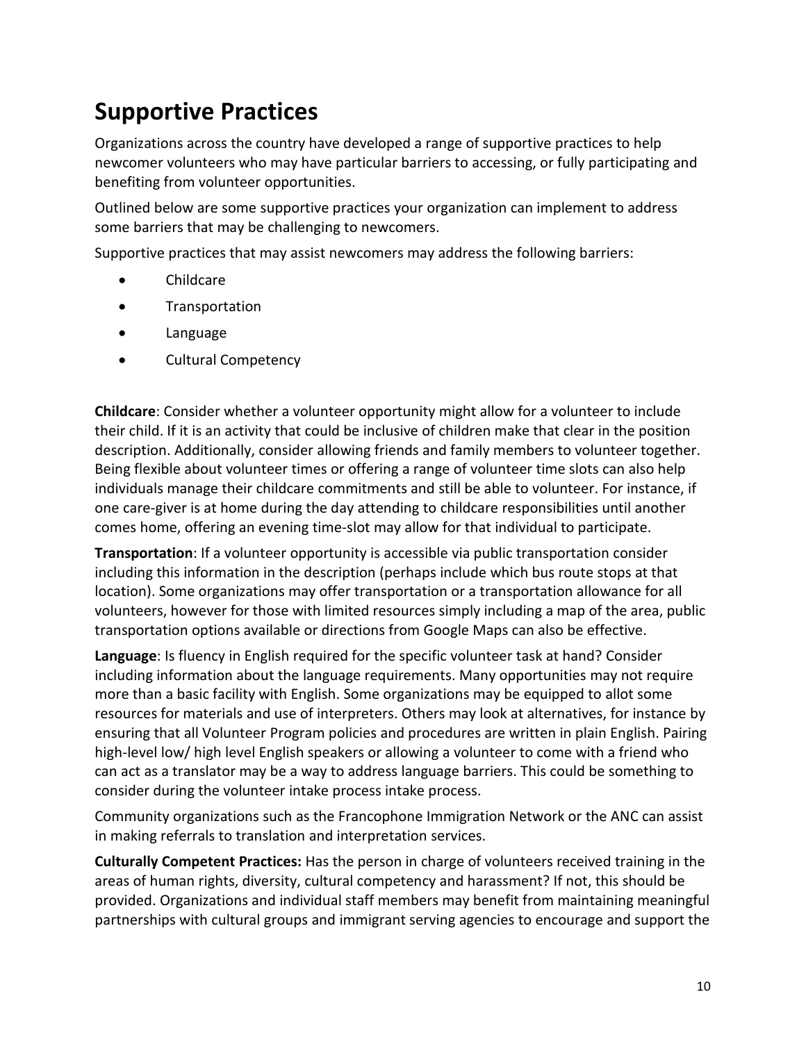# Supportive Practices

Organizations across the country have developed a range of supportive practices to help newcomer volunteers who may have particular barriers to accessing, or fully participating and benefiting from volunteer opportunities.

Outlined below are some supportive practices your organization can implement to address some barriers that may be challenging to newcomers.

Supportive practices that may assist newcomers may address the following barriers:

- Childcare
- Transportation
- Language
- Cultural Competency

**Childcare**: Consider whether a volunteer opportunity might allow for a volunteer to include their child. If it is an activity that could be inclusive of children make that clear in the position description. Additionally, consider allowing friends and family members to volunteer together. Being flexible about volunteer times or offering a range of volunteer time slots can also help individuals manage their childcare commitments and still be able to volunteer. For instance, if one care-giver is at home during the day attending to childcare responsibilities until another comes home, offering an evening time-slot may allow for that individual to participate.

**Transportation**: If a volunteer opportunity is accessible via public transportation consider including this information in the description (perhaps include which bus route stops at that location). Some organizations may offer transportation or a transportation allowance for all volunteers, however for those with limited resources simply including a map of the area, public transportation options available or directions from Google Maps can also be effective.

**Language**: Is fluency in English required for the specific volunteer task at hand? Consider including information about the language requirements. Many opportunities may not require more than a basic facility with English. Some organizations may be equipped to allot some resources for materials and use of interpreters. Others may look at alternatives, for instance by ensuring that all Volunteer Program policies and procedures are written in plain English. Pairing high-level low/ high level English speakers or allowing a volunteer to come with a friend who can act as a translator may be a way to address language barriers. This could be something to consider during the volunteer intake process intake process.

Community organizations such as the Francophone Immigration Network or the ANC can assist in making referrals to translation and interpretation services.

**Culturally Competent Practices:** Has the person in charge of volunteers received training in the areas of human rights, diversity, cultural competency and harassment? If not, this should be provided. Organizations and individual staff members may benefit from maintaining meaningful partnerships with cultural groups and immigrant serving agencies to encourage and support the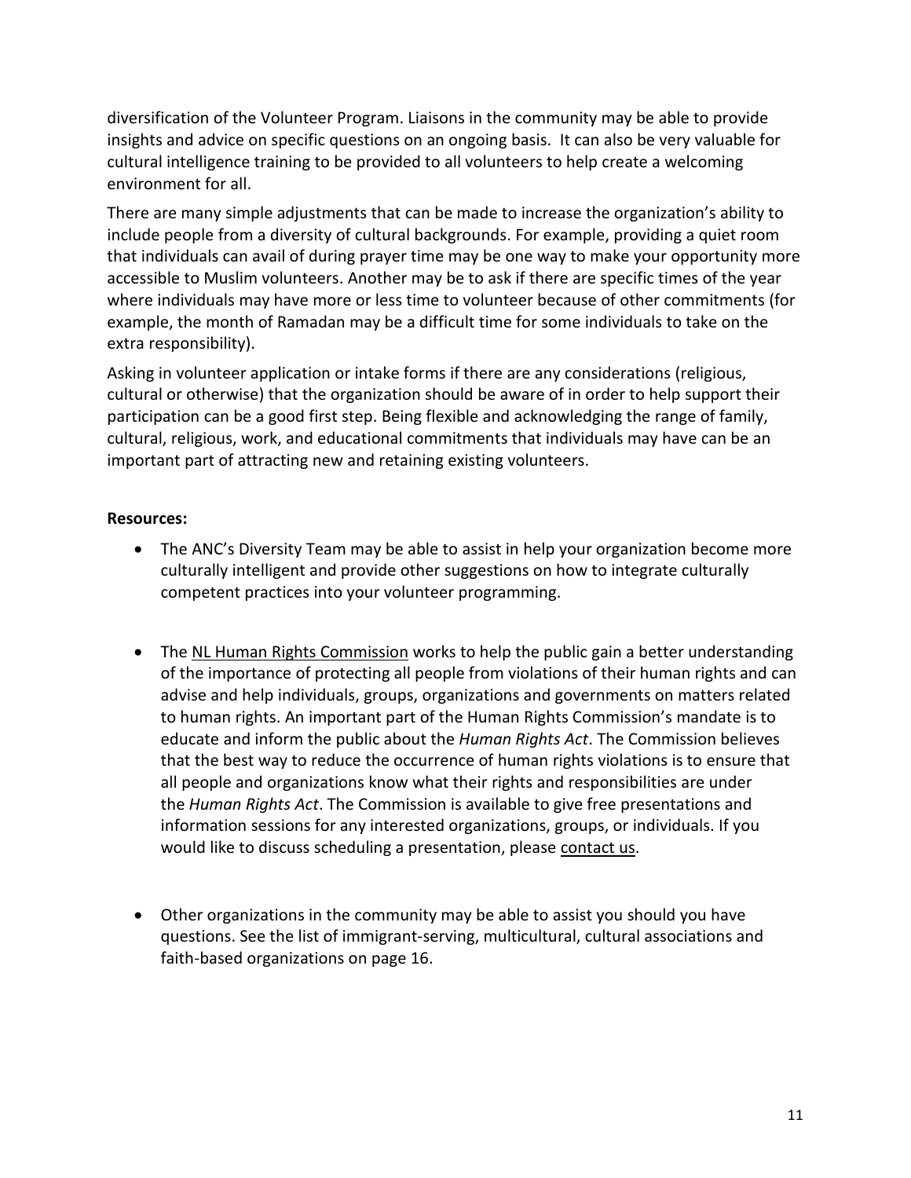diversification of the Volunteer Program. Liaisons in the community may be able to provide insights and advice on specific questions on an ongoing basis.  It can also be very valuable for cultural intelligence training to be provided to all volunteers to help create a welcoming environment for all.

There are many simple adjustments that can be made to increase the organization's ability to include people from a diversity of cultural backgrounds. For example, providing a quiet room that individuals can avail of during prayer time may be one way to make your opportunity more accessible to Muslim volunteers. Another may be to ask if there are specific times of the year where individuals may have more or less time to volunteer because of other commitments (for example, the month of Ramadan may be a difficult time for some individuals to take on the extra responsibility).

Asking in volunteer application or intake forms if there are any considerations (religious, cultural or otherwise) that the organization should be aware of in order to help support their participation can be a good first step. Being flexible and acknowledging the range of family, cultural, religious, work, and educational commitments that individuals may have can be an important part of attracting new and retaining existing volunteers.

**Resources:**

- The ANC's Diversity Team may be able to assist in help your organization become more culturally intelligent and provide other suggestions on how to integrate culturally competent practices into your volunteer programming.

- The NL Human Rights Commission works to help the public gain a better understanding of the importance of protecting all people from violations of their human rights and can advise and help individuals, groups, organizations and governments on matters related to human rights. An important part of the Human Rights Commission's mandate is to educate and inform the public about the *Human Rights Act*. The Commission believes that the best way to reduce the occurrence of human rights violations is to ensure that all people and organizations know what their rights and responsibilities are under the *Human Rights Act*. The Commission is available to give free presentations and information sessions for any interested organizations, groups, or individuals. If you would like to discuss scheduling a presentation, please contact us.

- Other organizations in the community may be able to assist you should you have questions. See the list of immigrant-serving, multicultural, cultural associations and faith-based organizations on page 16.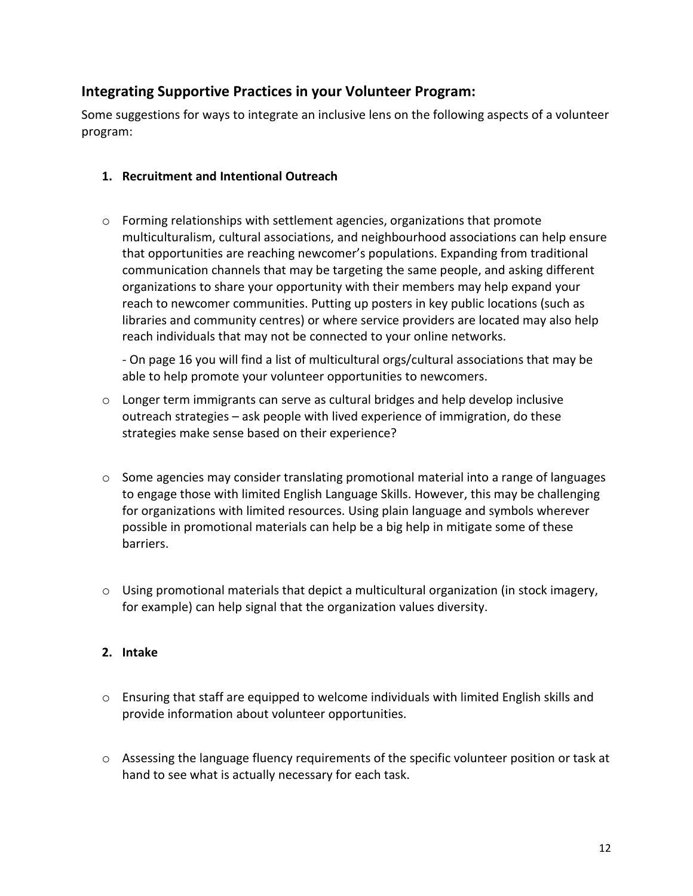## Integrating Supportive Practices in your Volunteer Program:

Some suggestions for ways to integrate an inclusive lens on the following aspects of a volunteer program:

1. **Recruitment and Intentional Outreach**

- Forming relationships with settlement agencies, organizations that promote multiculturalism, cultural associations, and neighbourhood associations can help ensure that opportunities are reaching newcomer's populations. Expanding from traditional communication channels that may be targeting the same people, and asking different organizations to share your opportunity with their members may help expand your reach to newcomer communities. Putting up posters in key public locations (such as libraries and community centres) or where service providers are located may also help reach individuals that may not be connected to your online networks.

  - On page 16 you will find a list of multicultural orgs/cultural associations that may be able to help promote your volunteer opportunities to newcomers.

- Longer term immigrants can serve as cultural bridges and help develop inclusive outreach strategies – ask people with lived experience of immigration, do these strategies make sense based on their experience?

- Some agencies may consider translating promotional material into a range of languages to engage those with limited English Language Skills. However, this may be challenging for organizations with limited resources. Using plain language and symbols wherever possible in promotional materials can help be a big help in mitigate some of these barriers.

- Using promotional materials that depict a multicultural organization (in stock imagery, for example) can help signal that the organization values diversity.

2. **Intake**

- Ensuring that staff are equipped to welcome individuals with limited English skills and provide information about volunteer opportunities.

- Assessing the language fluency requirements of the specific volunteer position or task at hand to see what is actually necessary for each task.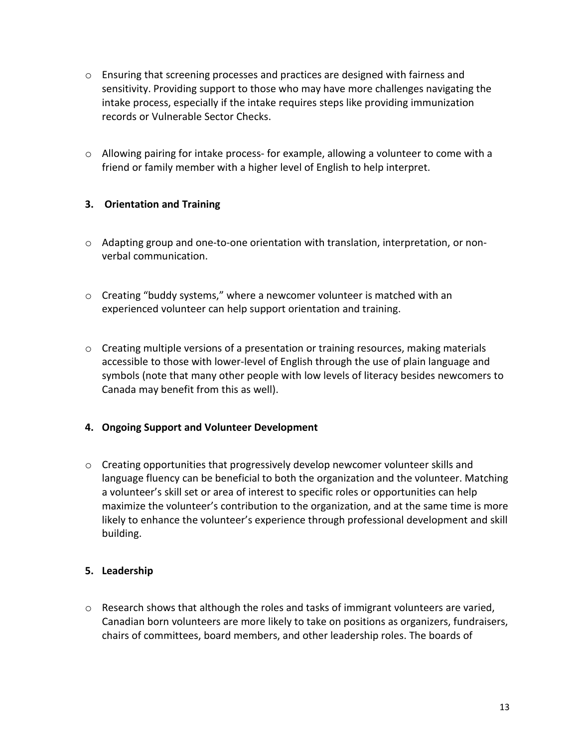- Ensuring that screening processes and practices are designed with fairness and sensitivity. Providing support to those who may have more challenges navigating the intake process, especially if the intake requires steps like providing immunization records or Vulnerable Sector Checks.

- Allowing pairing for intake process- for example, allowing a volunteer to come with a friend or family member with a higher level of English to help interpret.

### 3. Orientation and Training

- Adapting group and one-to-one orientation with translation, interpretation, or non-verbal communication.

- Creating "buddy systems," where a newcomer volunteer is matched with an experienced volunteer can help support orientation and training.

- Creating multiple versions of a presentation or training resources, making materials accessible to those with lower-level of English through the use of plain language and symbols (note that many other people with low levels of literacy besides newcomers to Canada may benefit from this as well).

### 4. Ongoing Support and Volunteer Development

- Creating opportunities that progressively develop newcomer volunteer skills and language fluency can be beneficial to both the organization and the volunteer. Matching a volunteer's skill set or area of interest to specific roles or opportunities can help maximize the volunteer's contribution to the organization, and at the same time is more likely to enhance the volunteer's experience through professional development and skill building.

### 5. Leadership

- Research shows that although the roles and tasks of immigrant volunteers are varied, Canadian born volunteers are more likely to take on positions as organizers, fundraisers, chairs of committees, board members, and other leadership roles. The boards of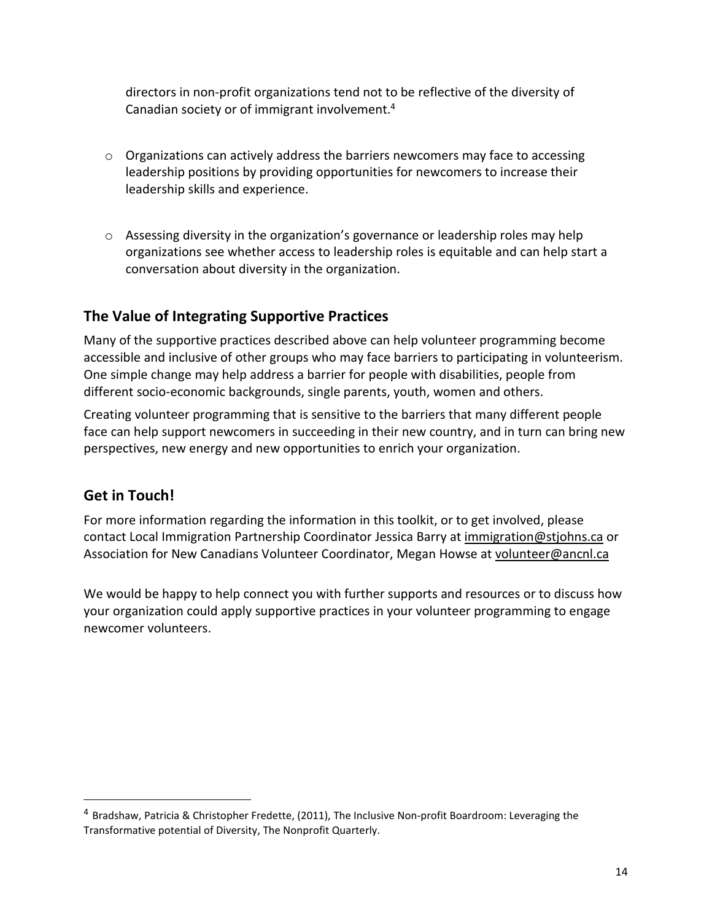directors in non-profit organizations tend not to be reflective of the diversity of Canadian society or of immigrant involvement.[4]

- Organizations can actively address the barriers newcomers may face to accessing leadership positions by providing opportunities for newcomers to increase their leadership skills and experience.

- Assessing diversity in the organization's governance or leadership roles may help organizations see whether access to leadership roles is equitable and can help start a conversation about diversity in the organization.

## The Value of Integrating Supportive Practices

Many of the supportive practices described above can help volunteer programming become accessible and inclusive of other groups who may face barriers to participating in volunteerism. One simple change may help address a barrier for people with disabilities, people from different socio-economic backgrounds, single parents, youth, women and others.

Creating volunteer programming that is sensitive to the barriers that many different people face can help support newcomers in succeeding in their new country, and in turn can bring new perspectives, new energy and new opportunities to enrich your organization.

## Get in Touch!

For more information regarding the information in this toolkit, or to get involved, please contact Local Immigration Partnership Coordinator Jessica Barry at immigration@stjohns.ca or Association for New Canadians Volunteer Coordinator, Megan Howse at volunteer@ancnl.ca

We would be happy to help connect you with further supports and resources or to discuss how your organization could apply supportive practices in your volunteer programming to engage newcomer volunteers.

---

[4] Bradshaw, Patricia & Christopher Fredette, (2011), The Inclusive Non-profit Boardroom: Leveraging the Transformative potential of Diversity, The Nonprofit Quarterly.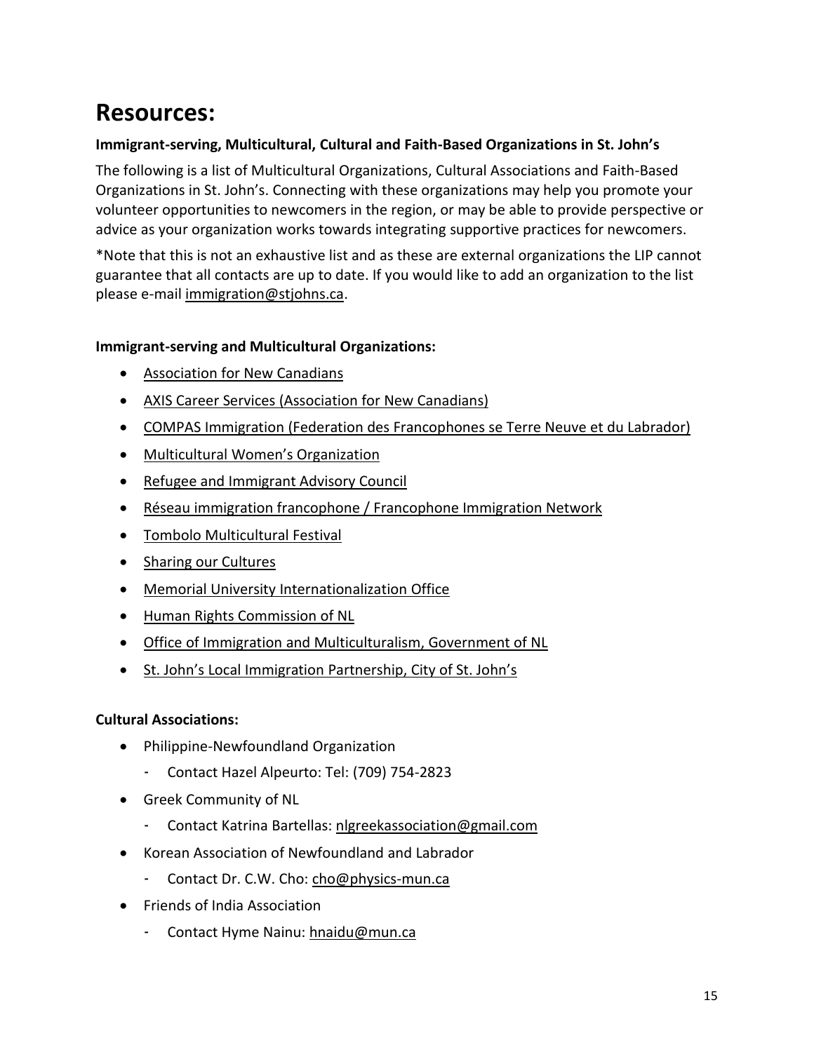# Resources:

**Immigrant-serving, Multicultural, Cultural and Faith-Based Organizations in St. John's**

The following is a list of Multicultural Organizations, Cultural Associations and Faith-Based Organizations in St. John's. Connecting with these organizations may help you promote your volunteer opportunities to newcomers in the region, or may be able to provide perspective or advice as your organization works towards integrating supportive practices for newcomers.

*Note that this is not an exhaustive list and as these are external organizations the LIP cannot guarantee that all contacts are up to date. If you would like to add an organization to the list please e-mail immigration@stjohns.ca.

**Immigrant-serving and Multicultural Organizations:**

- Association for New Canadians
- AXIS Career Services (Association for New Canadians)
- COMPAS Immigration (Federation des Francophones se Terre Neuve et du Labrador)
- Multicultural Women's Organization
- Refugee and Immigrant Advisory Council
- Réseau immigration francophone / Francophone Immigration Network
- Tombolo Multicultural Festival
- Sharing our Cultures
- Memorial University Internationalization Office
- Human Rights Commission of NL
- Office of Immigration and Multiculturalism, Government of NL
- St. John's Local Immigration Partnership, City of St. John's

**Cultural Associations:**

- Philippine-Newfoundland Organization
  - Contact Hazel Alpeurto: Tel: (709) 754-2823
- Greek Community of NL
  - Contact Katrina Bartellas: nlgreekassociation@gmail.com
- Korean Association of Newfoundland and Labrador
  - Contact Dr. C.W. Cho: cho@physics-mun.ca
- Friends of India Association
  - Contact Hyme Nainu: hnaidu@mun.ca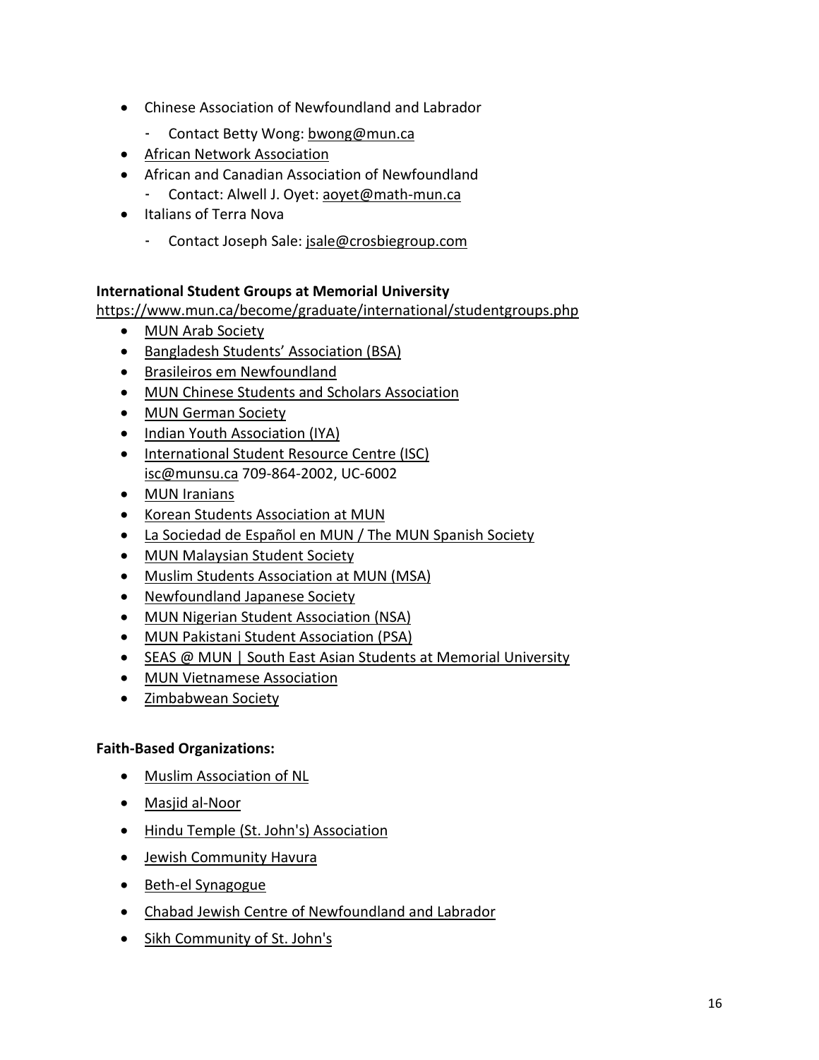- Chinese Association of Newfoundland and Labrador
  - Contact Betty Wong: bwong@mun.ca
- African Network Association
- African and Canadian Association of Newfoundland
  - Contact: Alwell J. Oyet: aoyet@math-mun.ca
- Italians of Terra Nova
  - Contact Joseph Sale: jsale@crosbiegroup.com

**International Student Groups at Memorial University**
https://www.mun.ca/become/graduate/international/studentgroups.php

- MUN Arab Society
- Bangladesh Students' Association (BSA)
- Brasileiros em Newfoundland
- MUN Chinese Students and Scholars Association
- MUN German Society
- Indian Youth Association (IYA)
- International Student Resource Centre (ISC)
  isc@munsu.ca 709-864-2002, UC-6002
- MUN Iranians
- Korean Students Association at MUN
- La Sociedad de Español en MUN / The MUN Spanish Society
- MUN Malaysian Student Society
- Muslim Students Association at MUN (MSA)
- Newfoundland Japanese Society
- MUN Nigerian Student Association (NSA)
- MUN Pakistani Student Association (PSA)
- SEAS @ MUN | South East Asian Students at Memorial University
- MUN Vietnamese Association
- Zimbabwean Society

**Faith-Based Organizations:**

- Muslim Association of NL
- Masjid al-Noor
- Hindu Temple (St. John's) Association
- Jewish Community Havura
- Beth-el Synagogue
- Chabad Jewish Centre of Newfoundland and Labrador
- Sikh Community of St. John's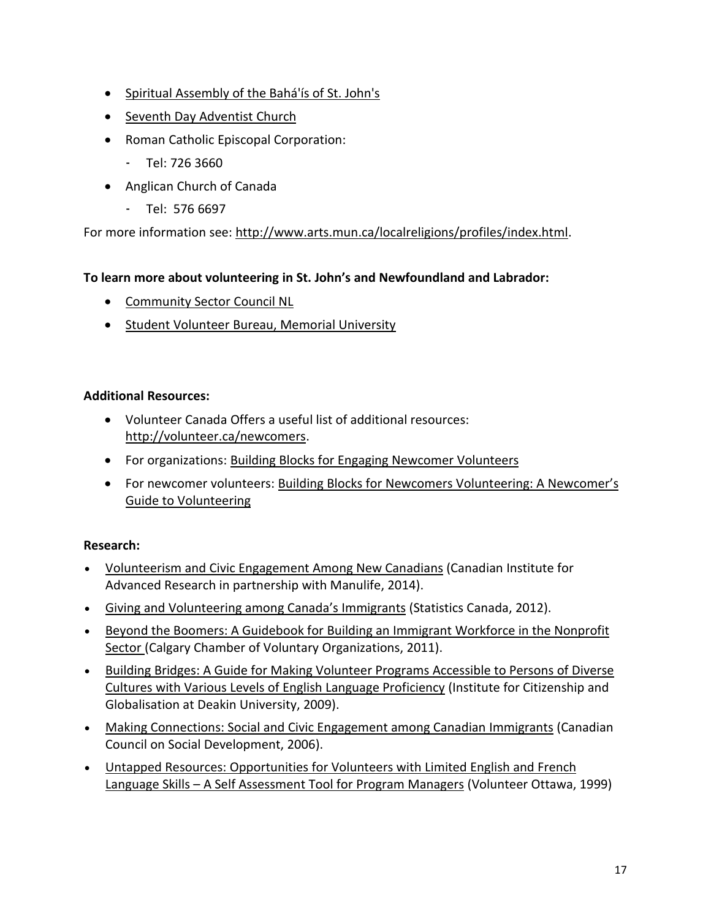- Spiritual Assembly of the Bahá'ís of St. John's
- Seventh Day Adventist Church
- Roman Catholic Episcopal Corporation:
  - Tel: 726 3660
- Anglican Church of Canada
  - Tel: 576 6697

For more information see: http://www.arts.mun.ca/localreligions/profiles/index.html.

**To learn more about volunteering in St. John's and Newfoundland and Labrador:**

- Community Sector Council NL
- Student Volunteer Bureau, Memorial University

**Additional Resources:**

- Volunteer Canada Offers a useful list of additional resources: http://volunteer.ca/newcomers.
- For organizations: Building Blocks for Engaging Newcomer Volunteers
- For newcomer volunteers: Building Blocks for Newcomers Volunteering: A Newcomer's Guide to Volunteering

**Research:**

- Volunteerism and Civic Engagement Among New Canadians (Canadian Institute for Advanced Research in partnership with Manulife, 2014).
- Giving and Volunteering among Canada's Immigrants (Statistics Canada, 2012).
- Beyond the Boomers: A Guidebook for Building an Immigrant Workforce in the Nonprofit Sector (Calgary Chamber of Voluntary Organizations, 2011).
- Building Bridges: A Guide for Making Volunteer Programs Accessible to Persons of Diverse Cultures with Various Levels of English Language Proficiency (Institute for Citizenship and Globalisation at Deakin University, 2009).
- Making Connections: Social and Civic Engagement among Canadian Immigrants (Canadian Council on Social Development, 2006).
- Untapped Resources: Opportunities for Volunteers with Limited English and French Language Skills – A Self Assessment Tool for Program Managers (Volunteer Ottawa, 1999)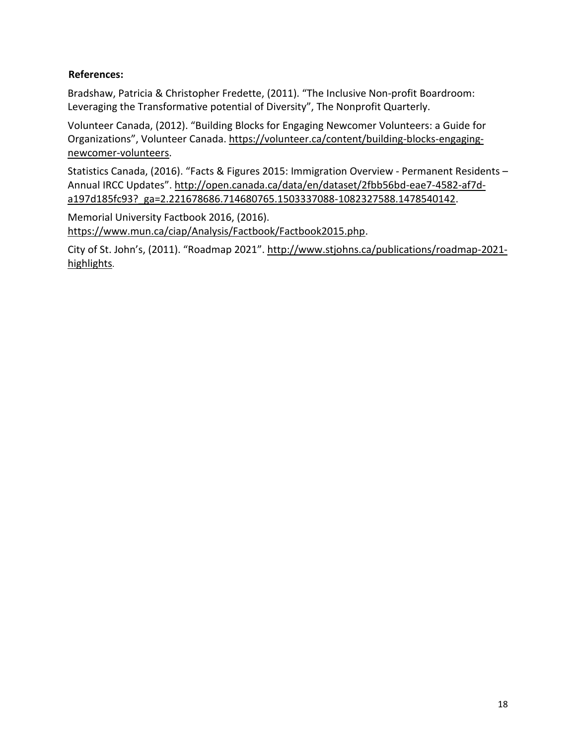**References:**

Bradshaw, Patricia & Christopher Fredette, (2011). “The Inclusive Non-profit Boardroom: Leveraging the Transformative potential of Diversity”, The Nonprofit Quarterly.

Volunteer Canada, (2012). “Building Blocks for Engaging Newcomer Volunteers: a Guide for Organizations”, Volunteer Canada. https://volunteer.ca/content/building-blocks-engaging-newcomer-volunteers.

Statistics Canada, (2016). “Facts & Figures 2015: Immigration Overview - Permanent Residents – Annual IRCC Updates”. http://open.canada.ca/data/en/dataset/2fbb56bd-eae7-4582-af7d-a197d185fc93?_ga=2.221678686.714680765.1503337088-1082327588.1478540142.

Memorial University Factbook 2016, (2016). https://www.mun.ca/ciap/Analysis/Factbook/Factbook2015.php.

City of St. John’s, (2011). “Roadmap 2021”. http://www.stjohns.ca/publications/roadmap-2021-highlights.